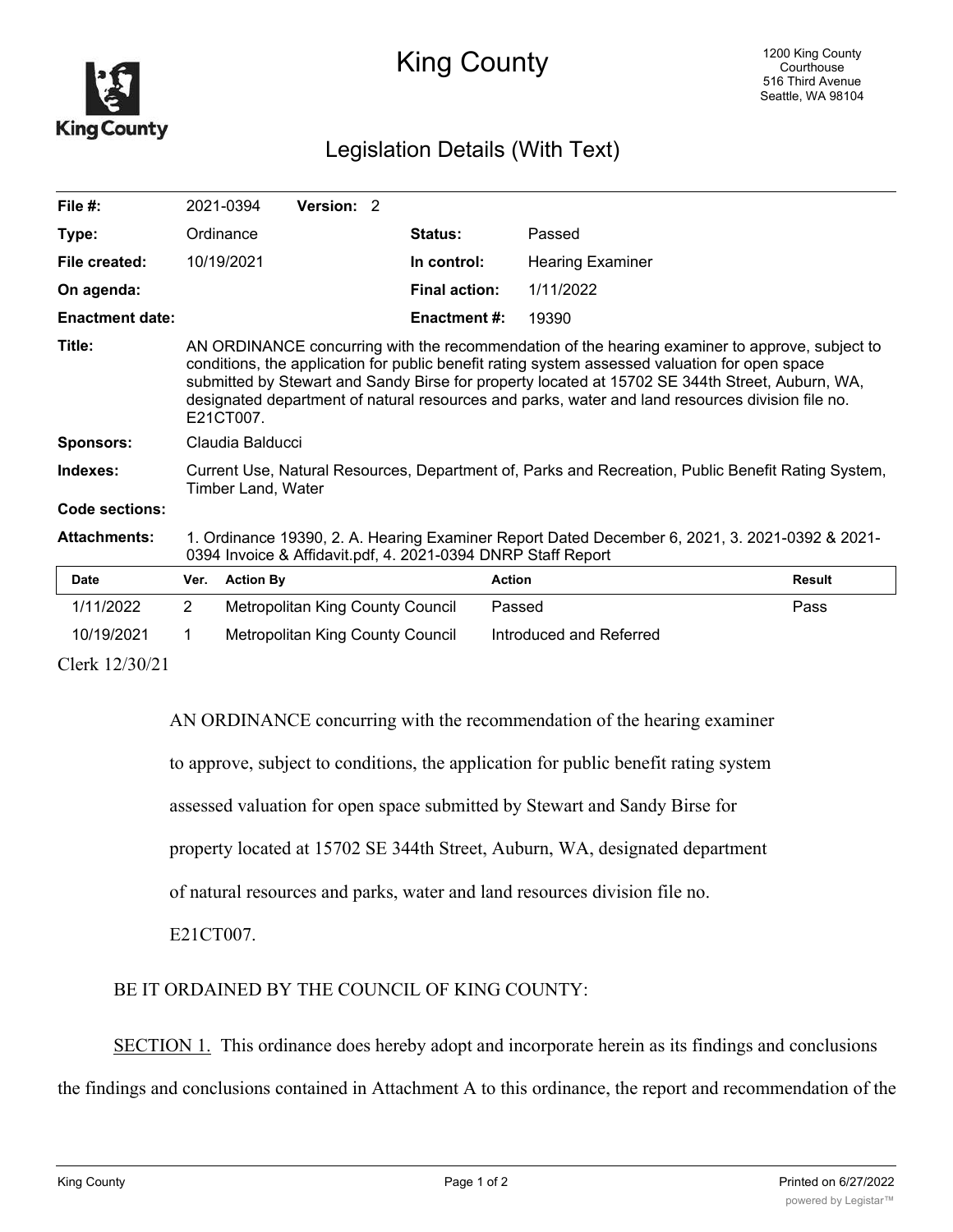# King County

1200 King County Courthouse
516 Third Avenue
Seattle, WA 98104

## Legislation Details (With Text)

| | | | |
|---|---|---|---|
| **File #:** | 2021-0394 **Version:** 2 | | |
| **Type:** | Ordinance | **Status:** | Passed |
| **File created:** | 10/19/2021 | **In control:** | Hearing Examiner |
| **On agenda:** | | **Final action:** | 1/11/2022 |
| **Enactment date:** | | **Enactment #:** | 19390 |

**Title:** AN ORDINANCE concurring with the recommendation of the hearing examiner to approve, subject to conditions, the application for public benefit rating system assessed valuation for open space submitted by Stewart and Sandy Birse for property located at 15702 SE 344th Street, Auburn, WA, designated department of natural resources and parks, water and land resources division file no. E21CT007.

**Sponsors:** Claudia Balducci

**Indexes:** Current Use, Natural Resources, Department of, Parks and Recreation, Public Benefit Rating System, Timber Land, Water

**Code sections:**

**Attachments:** 1. Ordinance 19390, 2. A. Hearing Examiner Report Dated December 6, 2021, 3. 2021-0392 & 2021-0394 Invoice & Affidavit.pdf, 4. 2021-0394 DNRP Staff Report

| Date | Ver. | Action By | Action | Result |
|---|---|---|---|---|
| 1/11/2022 | 2 | Metropolitan King County Council | Passed | Pass |
| 10/19/2021 | 1 | Metropolitan King County Council | Introduced and Referred | |

Clerk 12/30/21

AN ORDINANCE concurring with the recommendation of the hearing examiner to approve, subject to conditions, the application for public benefit rating system assessed valuation for open space submitted by Stewart and Sandy Birse for property located at 15702 SE 344th Street, Auburn, WA, designated department of natural resources and parks, water and land resources division file no. E21CT007.

BE IT ORDAINED BY THE COUNCIL OF KING COUNTY:

SECTION 1. This ordinance does hereby adopt and incorporate herein as its findings and conclusions the findings and conclusions contained in Attachment A to this ordinance, the report and recommendation of the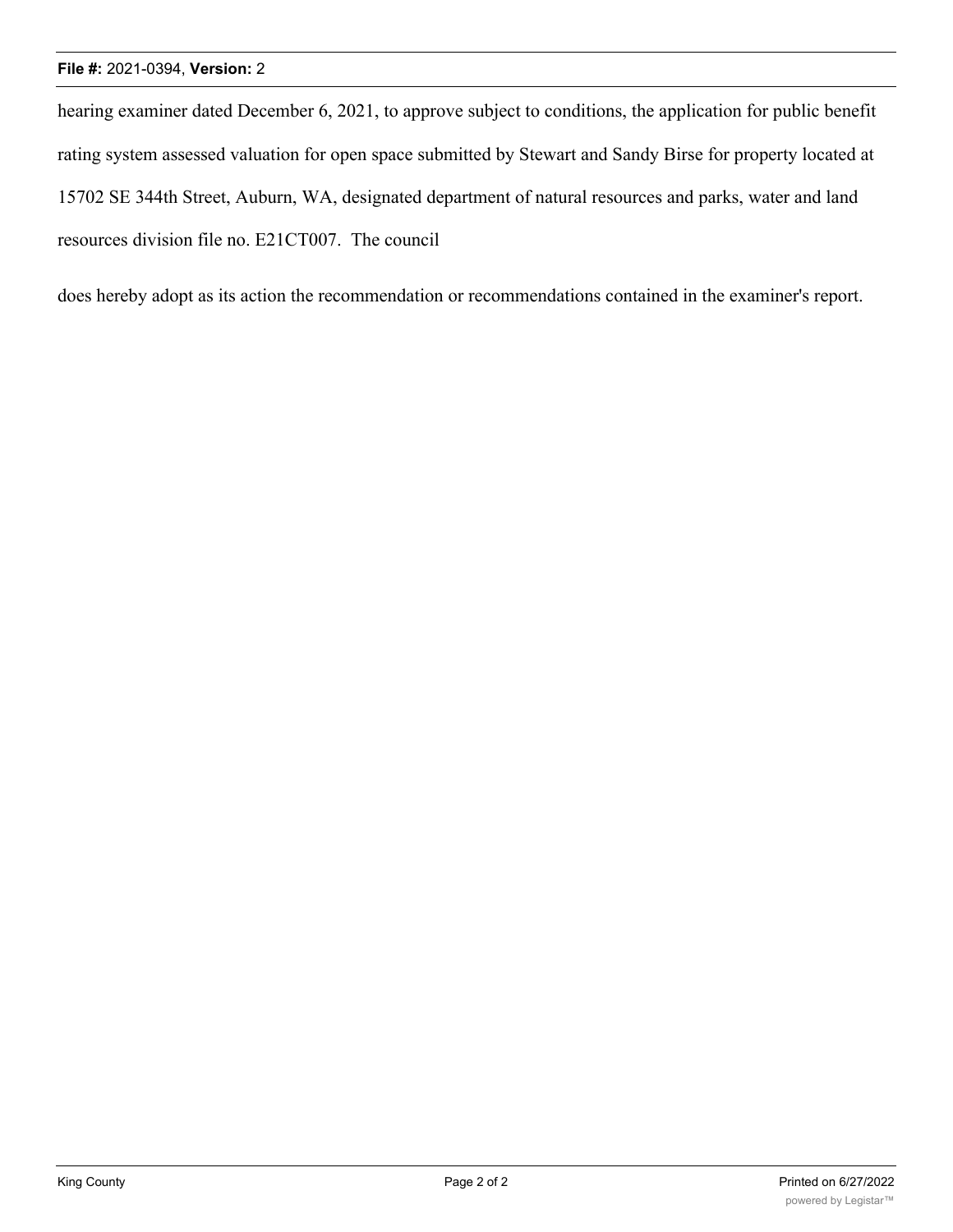hearing examiner dated December 6, 2021, to approve subject to conditions, the application for public benefit rating system assessed valuation for open space submitted by Stewart and Sandy Birse for property located at 15702 SE 344th Street, Auburn, WA, designated department of natural resources and parks, water and land resources division file no. E21CT007. The council

does hereby adopt as its action the recommendation or recommendations contained in the examiner's report.